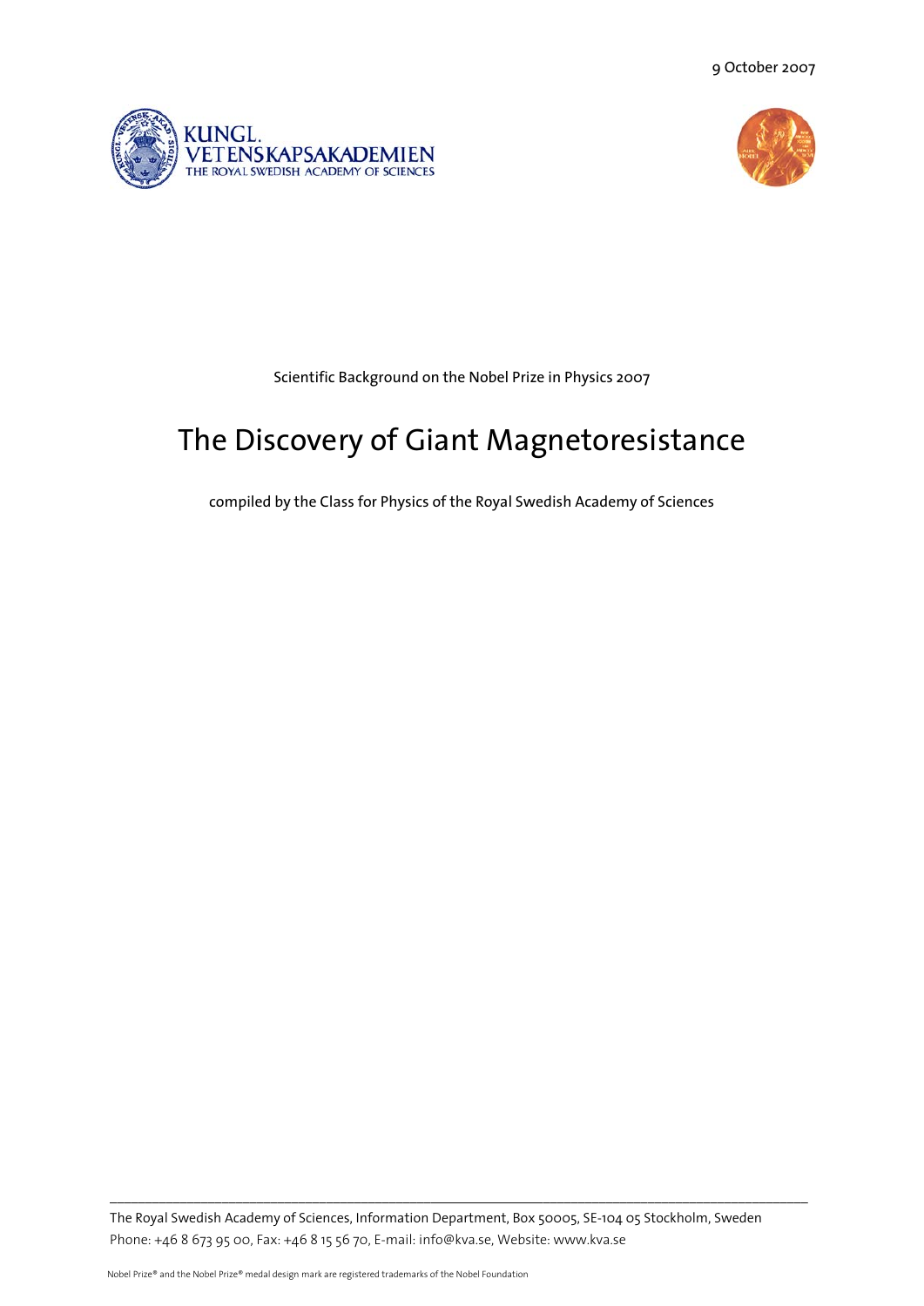9 October 2007

KUNGL. VETENSKAPSAKADEMIEN
THE ROYAL SWEDISH ACADEMY OF SCIENCES

Scientific Background on the Nobel Prize in Physics 2007

# The Discovery of Giant Magnetoresistance

compiled by the Class for Physics of the Royal Swedish Academy of Sciences

The Royal Swedish Academy of Sciences, Information Department, Box 50005, SE-104 05 Stockholm, Sweden
Phone: +46 8 673 95 00, Fax: +46 8 15 56 70, E-mail: info@kva.se, Website: www.kva.se

Nobel Prize® and the Nobel Prize® medal design mark are registered trademarks of the Nobel Foundation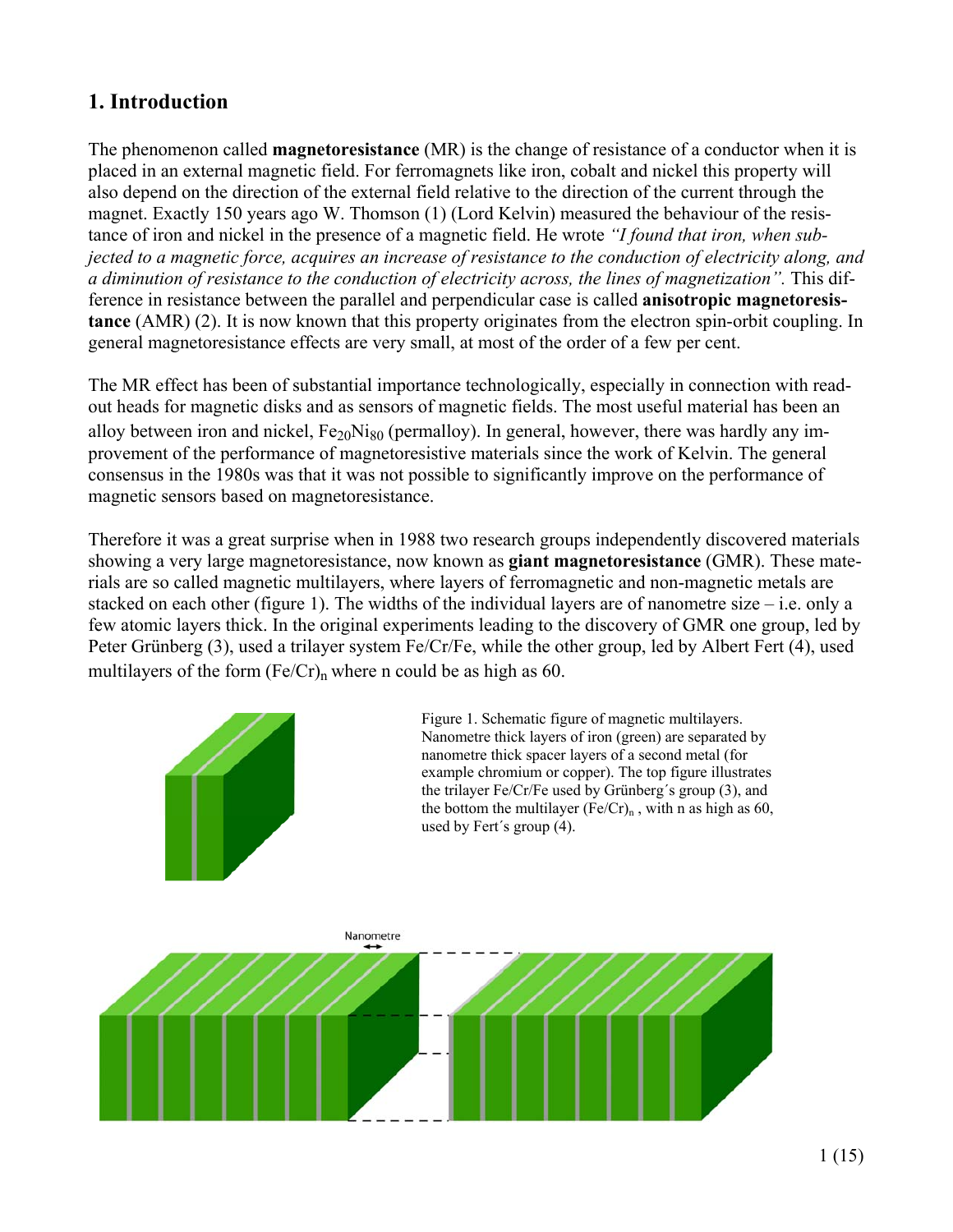## 1. Introduction

The phenomenon called **magnetoresistance** (MR) is the change of resistance of a conductor when it is placed in an external magnetic field. For ferromagnets like iron, cobalt and nickel this property will also depend on the direction of the external field relative to the direction of the current through the magnet. Exactly 150 years ago W. Thomson (1) (Lord Kelvin) measured the behaviour of the resistance of iron and nickel in the presence of a magnetic field. He wrote *"I found that iron, when subjected to a magnetic force, acquires an increase of resistance to the conduction of electricity along, and a diminution of resistance to the conduction of electricity across, the lines of magnetization".* This difference in resistance between the parallel and perpendicular case is called **anisotropic magnetoresistance** (AMR) (2). It is now known that this property originates from the electron spin-orbit coupling. In general magnetoresistance effects are very small, at most of the order of a few per cent.

The MR effect has been of substantial importance technologically, especially in connection with read-out heads for magnetic disks and as sensors of magnetic fields. The most useful material has been an alloy between iron and nickel, $Fe_{20}Ni_{80}$ (permalloy). In general, however, there was hardly any improvement of the performance of magnetoresistive materials since the work of Kelvin. The general consensus in the 1980s was that it was not possible to significantly improve on the performance of magnetic sensors based on magnetoresistance.

Therefore it was a great surprise when in 1988 two research groups independently discovered materials showing a very large magnetoresistance, now known as **giant magnetoresistance** (GMR). These materials are so called magnetic multilayers, where layers of ferromagnetic and non-magnetic metals are stacked on each other (figure 1). The widths of the individual layers are of nanometre size – i.e. only a few atomic layers thick. In the original experiments leading to the discovery of GMR one group, led by Peter Grünberg (3), used a trilayer system Fe/Cr/Fe, while the other group, led by Albert Fert (4), used multilayers of the form $(Fe/Cr)_n$ where n could be as high as 60.

Figure 1. Schematic figure of magnetic multilayers. Nanometre thick layers of iron (green) are separated by nanometre thick spacer layers of a second metal (for example chromium or copper). The top figure illustrates the trilayer Fe/Cr/Fe used by Grünberg´s group (3), and the bottom the multilayer $(Fe/Cr)_n$ , with n as high as 60, used by Fert´s group (4).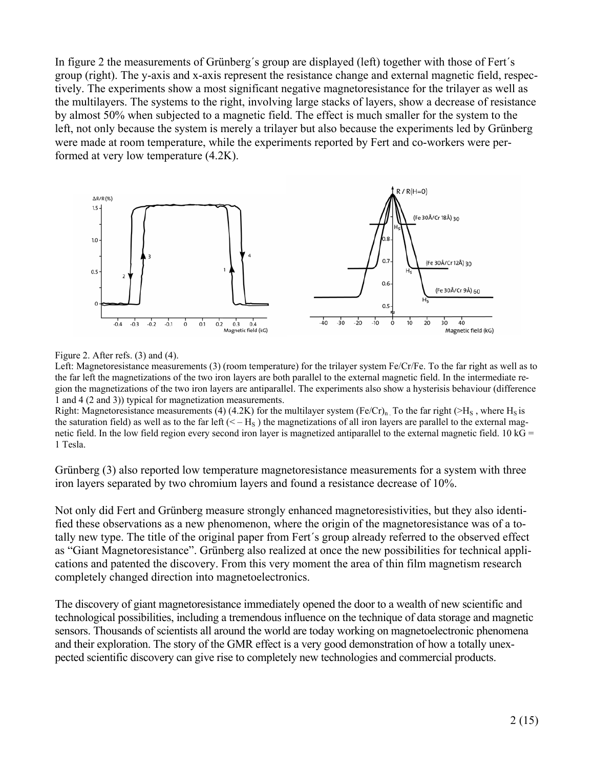In figure 2 the measurements of Grünberg´s group are displayed (left) together with those of Fert´s group (right). The y-axis and x-axis represent the resistance change and external magnetic field, respectively. The experiments show a most significant negative magnetoresistance for the trilayer as well as the multilayers. The systems to the right, involving large stacks of layers, show a decrease of resistance by almost 50% when subjected to a magnetic field. The effect is much smaller for the system to the left, not only because the system is merely a trilayer but also because the experiments led by Grünberg were made at room temperature, while the experiments reported by Fert and co-workers were performed at very low temperature (4.2K).

Figure 2. After refs. (3) and (4).

Left: Magnetoresistance measurements (3) (room temperature) for the trilayer system Fe/Cr/Fe. To the far right as well as to the far left the magnetizations of the two iron layers are both parallel to the external magnetic field. In the intermediate region the magnetizations of the two iron layers are antiparallel. The experiments also show a hysterisis behaviour (difference 1 and 4 (2 and 3)) typical for magnetization measurements.

Right: Magnetoresistance measurements (4) (4.2K) for the multilayer system $(Fe/Cr)_n$. To the far right ($>H_S$, where $H_S$ is the saturation field) as well as to the far left ($< -H_S$) the magnetizations of all iron layers are parallel to the external magnetic field. In the low field region every second iron layer is magnetized antiparallel to the external magnetic field. 10 kG = 1 Tesla.

Grünberg (3) also reported low temperature magnetoresistance measurements for a system with three iron layers separated by two chromium layers and found a resistance decrease of 10%.

Not only did Fert and Grünberg measure strongly enhanced magnetoresistivities, but they also identified these observations as a new phenomenon, where the origin of the magnetoresistance was of a totally new type. The title of the original paper from Fert´s group already referred to the observed effect as "Giant Magnetoresistance". Grünberg also realized at once the new possibilities for technical applications and patented the discovery. From this very moment the area of thin film magnetism research completely changed direction into magnetoelectronics.

The discovery of giant magnetoresistance immediately opened the door to a wealth of new scientific and technological possibilities, including a tremendous influence on the technique of data storage and magnetic sensors. Thousands of scientists all around the world are today working on magnetoelectronic phenomena and their exploration. The story of the GMR effect is a very good demonstration of how a totally unexpected scientific discovery can give rise to completely new technologies and commercial products.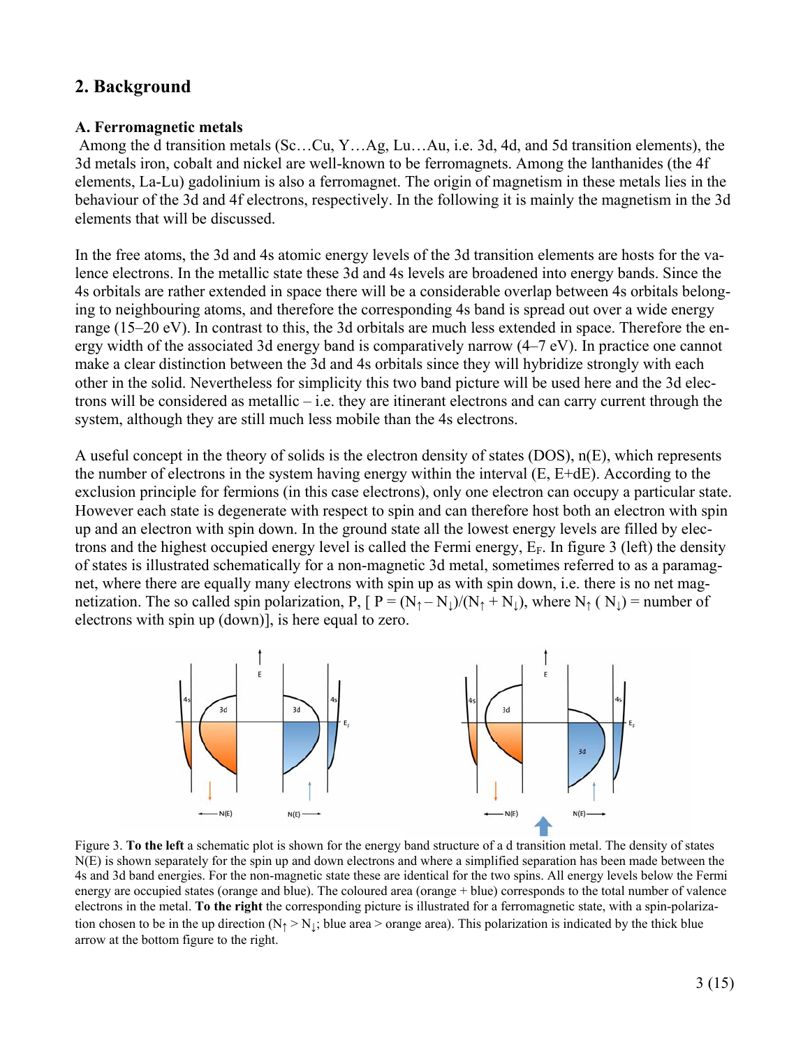## 2. Background

### A. Ferromagnetic metals

Among the d transition metals (Sc…Cu, Y…Ag, Lu…Au, i.e. 3d, 4d, and 5d transition elements), the 3d metals iron, cobalt and nickel are well-known to be ferromagnets. Among the lanthanides (the 4f elements, La-Lu) gadolinium is also a ferromagnet. The origin of magnetism in these metals lies in the behaviour of the 3d and 4f electrons, respectively. In the following it is mainly the magnetism in the 3d elements that will be discussed.

In the free atoms, the 3d and 4s atomic energy levels of the 3d transition elements are hosts for the valence electrons. In the metallic state these 3d and 4s levels are broadened into energy bands. Since the 4s orbitals are rather extended in space there will be a considerable overlap between 4s orbitals belonging to neighbouring atoms, and therefore the corresponding 4s band is spread out over a wide energy range (15–20 eV). In contrast to this, the 3d orbitals are much less extended in space. Therefore the energy width of the associated 3d energy band is comparatively narrow (4–7 eV). In practice one cannot make a clear distinction between the 3d and 4s orbitals since they will hybridize strongly with each other in the solid. Nevertheless for simplicity this two band picture will be used here and the 3d electrons will be considered as metallic – i.e. they are itinerant electrons and can carry current through the system, although they are still much less mobile than the 4s electrons.

A useful concept in the theory of solids is the electron density of states (DOS), n(E), which represents the number of electrons in the system having energy within the interval (E, E+dE). According to the exclusion principle for fermions (in this case electrons), only one electron can occupy a particular state. However each state is degenerate with respect to spin and can therefore host both an electron with spin up and an electron with spin down. In the ground state all the lowest energy levels are filled by electrons and the highest occupied energy level is called the Fermi energy, $E_F$. In figure 3 (left) the density of states is illustrated schematically for a non-magnetic 3d metal, sometimes referred to as a paramagnet, where there are equally many electrons with spin up as with spin down, i.e. there is no net magnetization. The so called spin polarization, P, [ $P = (N_\uparrow - N_\downarrow)/(N_\uparrow + N_\downarrow)$, where $N_\uparrow$ ( $N_\downarrow$) = number of electrons with spin up (down)], is here equal to zero.

Figure 3. **To the left** a schematic plot is shown for the energy band structure of a d transition metal. The density of states N(E) is shown separately for the spin up and down electrons and where a simplified separation has been made between the 4s and 3d band energies. For the non-magnetic state these are identical for the two spins. All energy levels below the Fermi energy are occupied states (orange and blue). The coloured area (orange + blue) corresponds to the total number of valence electrons in the metal. **To the right** the corresponding picture is illustrated for a ferromagnetic state, with a spin-polarization chosen to be in the up direction ($N_\uparrow > N_\downarrow$; blue area > orange area). This polarization is indicated by the thick blue arrow at the bottom figure to the right.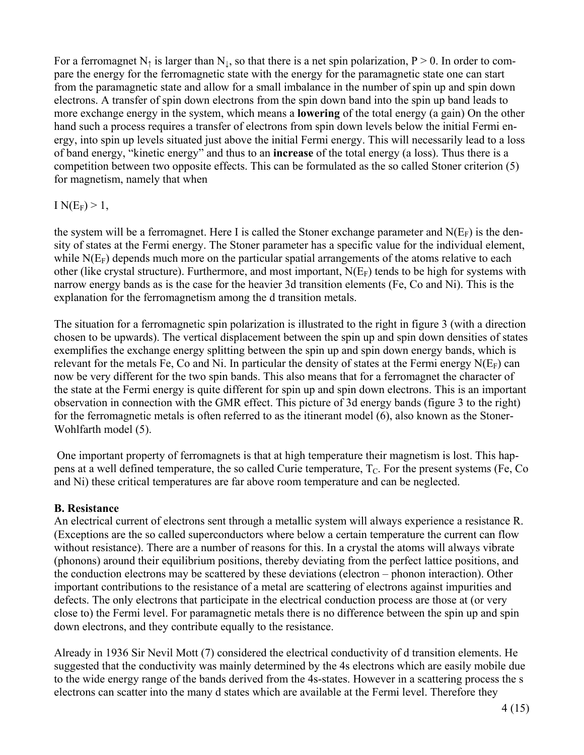For a ferromagnet $N_\uparrow$ is larger than $N_\downarrow$, so that there is a net spin polarization, $P > 0$. In order to compare the energy for the ferromagnetic state with the energy for the paramagnetic state one can start from the paramagnetic state and allow for a small imbalance in the number of spin up and spin down electrons. A transfer of spin down electrons from the spin down band into the spin up band leads to more exchange energy in the system, which means a **lowering** of the total energy (a gain) On the other hand such a process requires a transfer of electrons from spin down levels below the initial Fermi energy, into spin up levels situated just above the initial Fermi energy. This will necessarily lead to a loss of band energy, "kinetic energy" and thus to an **increase** of the total energy (a loss). Thus there is a competition between two opposite effects. This can be formulated as the so called Stoner criterion (5) for magnetism, namely that when

$I\, N(E_F) > 1$,

the system will be a ferromagnet. Here I is called the Stoner exchange parameter and $N(E_F)$ is the density of states at the Fermi energy. The Stoner parameter has a specific value for the individual element, while $N(E_F)$ depends much more on the particular spatial arrangements of the atoms relative to each other (like crystal structure). Furthermore, and most important, $N(E_F)$ tends to be high for systems with narrow energy bands as is the case for the heavier 3d transition elements (Fe, Co and Ni). This is the explanation for the ferromagnetism among the d transition metals.

The situation for a ferromagnetic spin polarization is illustrated to the right in figure 3 (with a direction chosen to be upwards). The vertical displacement between the spin up and spin down densities of states exemplifies the exchange energy splitting between the spin up and spin down energy bands, which is relevant for the metals Fe, Co and Ni. In particular the density of states at the Fermi energy $N(E_F)$ can now be very different for the two spin bands. This also means that for a ferromagnet the character of the state at the Fermi energy is quite different for spin up and spin down electrons. This is an important observation in connection with the GMR effect. This picture of 3d energy bands (figure 3 to the right) for the ferromagnetic metals is often referred to as the itinerant model (6), also known as the Stoner-Wohlfarth model (5).

One important property of ferromagnets is that at high temperature their magnetism is lost. This happens at a well defined temperature, the so called Curie temperature, $T_C$. For the present systems (Fe, Co and Ni) these critical temperatures are far above room temperature and can be neglected.

**B. Resistance**

An electrical current of electrons sent through a metallic system will always experience a resistance R. (Exceptions are the so called superconductors where below a certain temperature the current can flow without resistance). There are a number of reasons for this. In a crystal the atoms will always vibrate (phonons) around their equilibrium positions, thereby deviating from the perfect lattice positions, and the conduction electrons may be scattered by these deviations (electron – phonon interaction). Other important contributions to the resistance of a metal are scattering of electrons against impurities and defects. The only electrons that participate in the electrical conduction process are those at (or very close to) the Fermi level. For paramagnetic metals there is no difference between the spin up and spin down electrons, and they contribute equally to the resistance.

Already in 1936 Sir Nevil Mott (7) considered the electrical conductivity of d transition elements. He suggested that the conductivity was mainly determined by the 4s electrons which are easily mobile due to the wide energy range of the bands derived from the 4s-states. However in a scattering process the s electrons can scatter into the many d states which are available at the Fermi level. Therefore they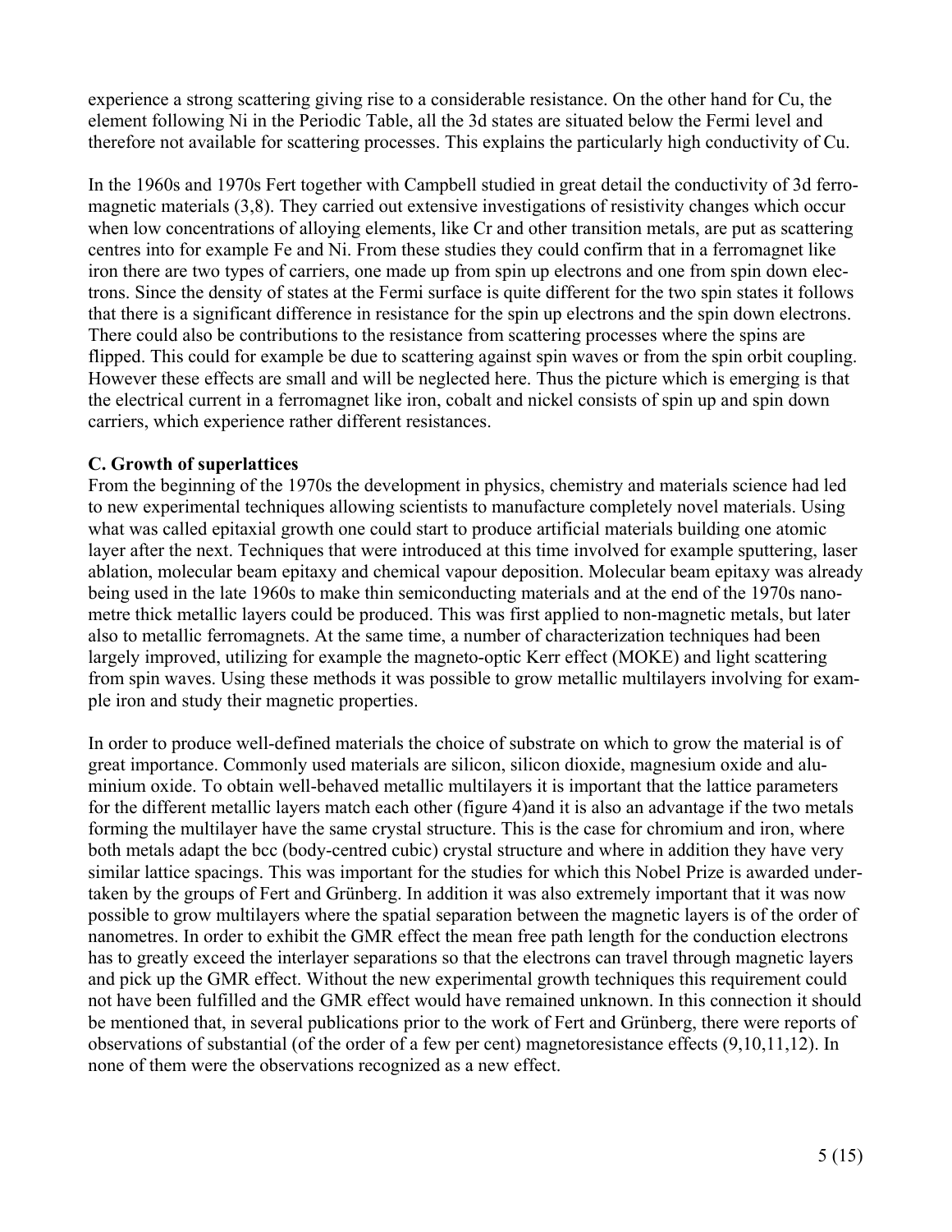experience a strong scattering giving rise to a considerable resistance. On the other hand for Cu, the element following Ni in the Periodic Table, all the 3d states are situated below the Fermi level and therefore not available for scattering processes. This explains the particularly high conductivity of Cu.

In the 1960s and 1970s Fert together with Campbell studied in great detail the conductivity of 3d ferromagnetic materials (3,8). They carried out extensive investigations of resistivity changes which occur when low concentrations of alloying elements, like Cr and other transition metals, are put as scattering centres into for example Fe and Ni. From these studies they could confirm that in a ferromagnet like iron there are two types of carriers, one made up from spin up electrons and one from spin down electrons. Since the density of states at the Fermi surface is quite different for the two spin states it follows that there is a significant difference in resistance for the spin up electrons and the spin down electrons. There could also be contributions to the resistance from scattering processes where the spins are flipped. This could for example be due to scattering against spin waves or from the spin orbit coupling. However these effects are small and will be neglected here. Thus the picture which is emerging is that the electrical current in a ferromagnet like iron, cobalt and nickel consists of spin up and spin down carriers, which experience rather different resistances.

### C. Growth of superlattices

From the beginning of the 1970s the development in physics, chemistry and materials science had led to new experimental techniques allowing scientists to manufacture completely novel materials. Using what was called epitaxial growth one could start to produce artificial materials building one atomic layer after the next. Techniques that were introduced at this time involved for example sputtering, laser ablation, molecular beam epitaxy and chemical vapour deposition. Molecular beam epitaxy was already being used in the late 1960s to make thin semiconducting materials and at the end of the 1970s nanometre thick metallic layers could be produced. This was first applied to non-magnetic metals, but later also to metallic ferromagnets. At the same time, a number of characterization techniques had been largely improved, utilizing for example the magneto-optic Kerr effect (MOKE) and light scattering from spin waves. Using these methods it was possible to grow metallic multilayers involving for example iron and study their magnetic properties.

In order to produce well-defined materials the choice of substrate on which to grow the material is of great importance. Commonly used materials are silicon, silicon dioxide, magnesium oxide and aluminium oxide. To obtain well-behaved metallic multilayers it is important that the lattice parameters for the different metallic layers match each other (figure 4)and it is also an advantage if the two metals forming the multilayer have the same crystal structure. This is the case for chromium and iron, where both metals adapt the bcc (body-centred cubic) crystal structure and where in addition they have very similar lattice spacings. This was important for the studies for which this Nobel Prize is awarded undertaken by the groups of Fert and Grünberg. In addition it was also extremely important that it was now possible to grow multilayers where the spatial separation between the magnetic layers is of the order of nanometres. In order to exhibit the GMR effect the mean free path length for the conduction electrons has to greatly exceed the interlayer separations so that the electrons can travel through magnetic layers and pick up the GMR effect. Without the new experimental growth techniques this requirement could not have been fulfilled and the GMR effect would have remained unknown. In this connection it should be mentioned that, in several publications prior to the work of Fert and Grünberg, there were reports of observations of substantial (of the order of a few per cent) magnetoresistance effects (9,10,11,12). In none of them were the observations recognized as a new effect.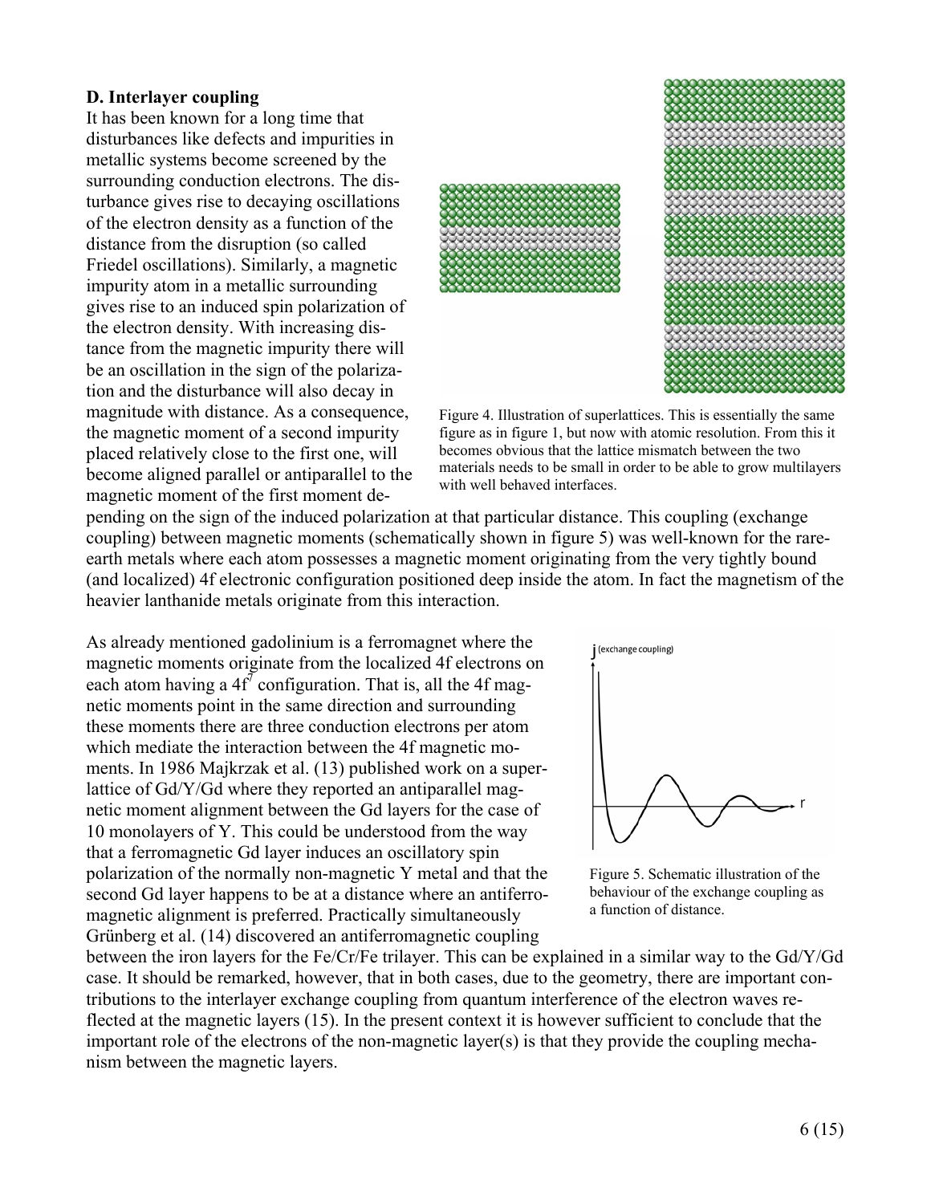### D. Interlayer coupling

It has been known for a long time that disturbances like defects and impurities in metallic systems become screened by the surrounding conduction electrons. The disturbance gives rise to decaying oscillations of the electron density as a function of the distance from the disruption (so called Friedel oscillations). Similarly, a magnetic impurity atom in a metallic surrounding gives rise to an induced spin polarization of the electron density. With increasing distance from the magnetic impurity there will be an oscillation in the sign of the polarization and the disturbance will also decay in magnitude with distance. As a consequence, the magnetic moment of a second impurity placed relatively close to the first one, will become aligned parallel or antiparallel to the magnetic moment of the first moment depending on the sign of the induced polarization at that particular distance. This coupling (exchange coupling) between magnetic moments (schematically shown in figure 5) was well-known for the rare-earth metals where each atom possesses a magnetic moment originating from the very tightly bound (and localized) 4f electronic configuration positioned deep inside the atom. In fact the magnetism of the heavier lanthanide metals originate from this interaction.

Figure 4. Illustration of superlattices. This is essentially the same figure as in figure 1, but now with atomic resolution. From this it becomes obvious that the lattice mismatch between the two materials needs to be small in order to be able to grow multilayers with well behaved interfaces.

As already mentioned gadolinium is a ferromagnet where the magnetic moments originate from the localized 4f electrons on each atom having a $4f^7$ configuration. That is, all the 4f magnetic moments point in the same direction and surrounding these moments there are three conduction electrons per atom which mediate the interaction between the 4f magnetic moments. In 1986 Majkrzak et al. (13) published work on a superlattice of Gd/Y/Gd where they reported an antiparallel magnetic moment alignment between the Gd layers for the case of 10 monolayers of Y. This could be understood from the way that a ferromagnetic Gd layer induces an oscillatory spin polarization of the normally non-magnetic Y metal and that the second Gd layer happens to be at a distance where an antiferromagnetic alignment is preferred. Practically simultaneously Grünberg et al. (14) discovered an antiferromagnetic coupling between the iron layers for the Fe/Cr/Fe trilayer. This can be explained in a similar way to the Gd/Y/Gd case. It should be remarked, however, that in both cases, due to the geometry, there are important contributions to the interlayer exchange coupling from quantum interference of the electron waves reflected at the magnetic layers (15). In the present context it is however sufficient to conclude that the important role of the electrons of the non-magnetic layer(s) is that they provide the coupling mechanism between the magnetic layers.

Figure 5. Schematic illustration of the behaviour of the exchange coupling as a function of distance.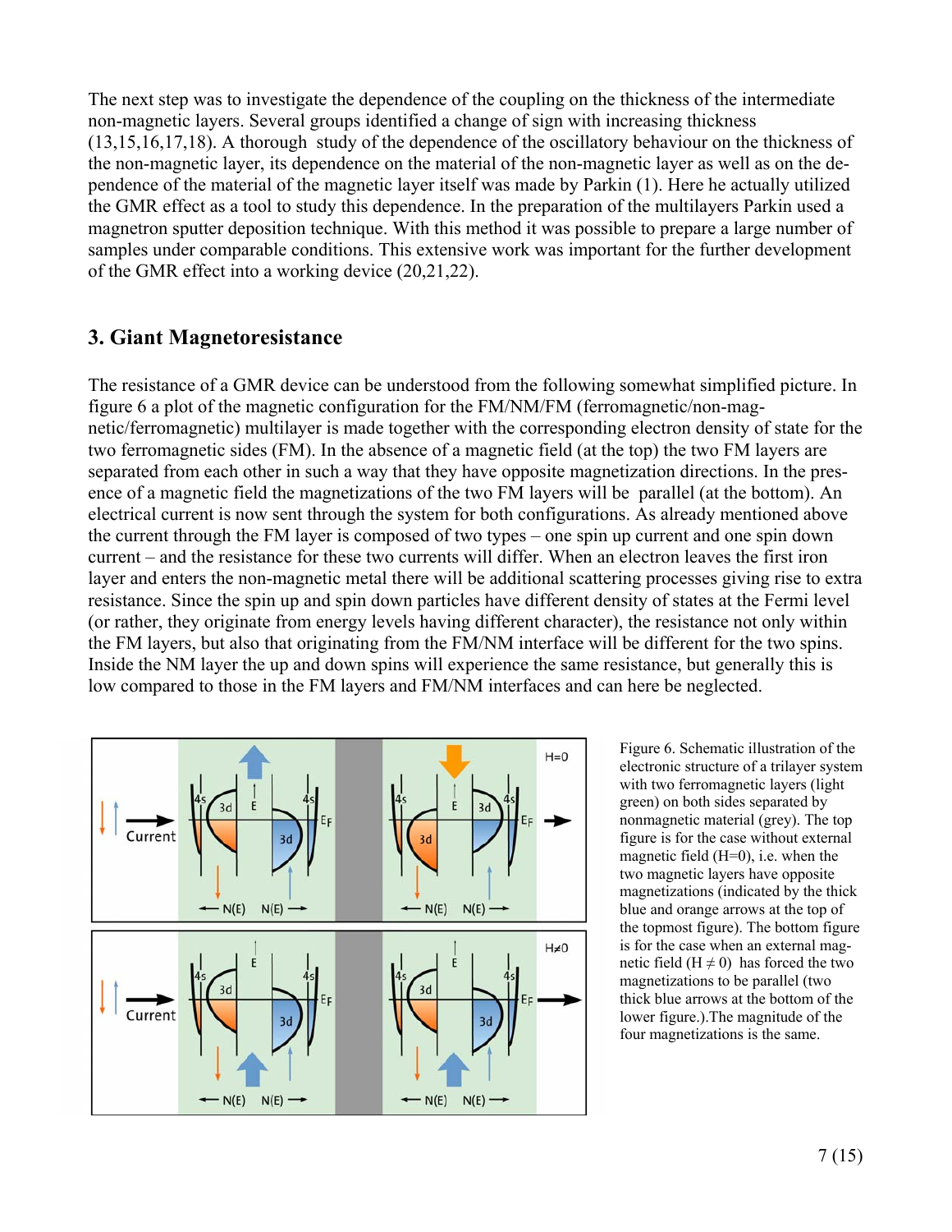The next step was to investigate the dependence of the coupling on the thickness of the intermediate non-magnetic layers. Several groups identified a change of sign with increasing thickness (13,15,16,17,18). A thorough study of the dependence of the oscillatory behaviour on the thickness of the non-magnetic layer, its dependence on the material of the non-magnetic layer as well as on the dependence of the material of the magnetic layer itself was made by Parkin (1). Here he actually utilized the GMR effect as a tool to study this dependence. In the preparation of the multilayers Parkin used a magnetron sputter deposition technique. With this method it was possible to prepare a large number of samples under comparable conditions. This extensive work was important for the further development of the GMR effect into a working device (20,21,22).

## 3. Giant Magnetoresistance

The resistance of a GMR device can be understood from the following somewhat simplified picture. In figure 6 a plot of the magnetic configuration for the FM/NM/FM (ferromagnetic/non-magnetic/ferromagnetic) multilayer is made together with the corresponding electron density of state for the two ferromagnetic sides (FM). In the absence of a magnetic field (at the top) the two FM layers are separated from each other in such a way that they have opposite magnetization directions. In the presence of a magnetic field the magnetizations of the two FM layers will be parallel (at the bottom). An electrical current is now sent through the system for both configurations. As already mentioned above the current through the FM layer is composed of two types – one spin up current and one spin down current – and the resistance for these two currents will differ. When an electron leaves the first iron layer and enters the non-magnetic metal there will be additional scattering processes giving rise to extra resistance. Since the spin up and spin down particles have different density of states at the Fermi level (or rather, they originate from energy levels having different character), the resistance not only within the FM layers, but also that originating from the FM/NM interface will be different for the two spins. Inside the NM layer the up and down spins will experience the same resistance, but generally this is low compared to those in the FM layers and FM/NM interfaces and can here be neglected.

Figure 6. Schematic illustration of the electronic structure of a trilayer system with two ferromagnetic layers (light green) on both sides separated by nonmagnetic material (grey). The top figure is for the case without external magnetic field (H=0), i.e. when the two magnetic layers have opposite magnetizations (indicated by the thick blue and orange arrows at the top of the topmost figure). The bottom figure is for the case when an external magnetic field ($H \neq 0$) has forced the two magnetizations to be parallel (two thick blue arrows at the bottom of the lower figure.).The magnitude of the four magnetizations is the same.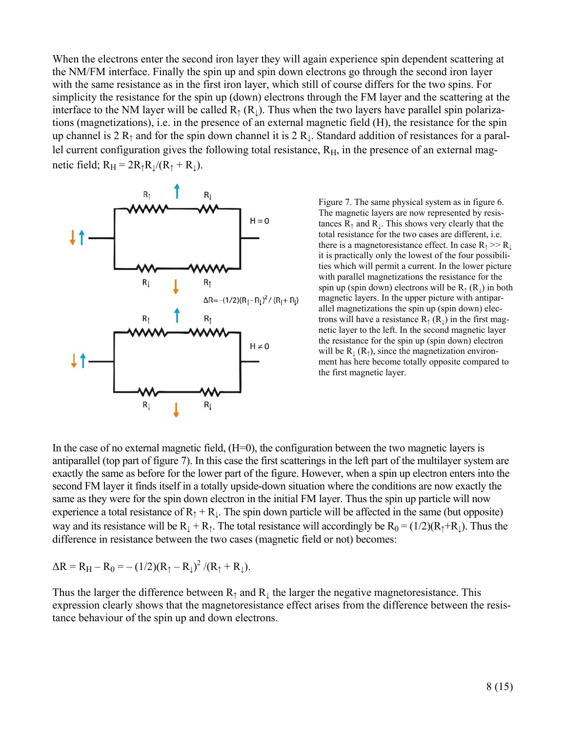When the electrons enter the second iron layer they will again experience spin dependent scattering at the NM/FM interface. Finally the spin up and spin down electrons go through the second iron layer with the same resistance as in the first iron layer, which still of course differs for the two spins. For simplicity the resistance for the spin up (down) electrons through the FM layer and the scattering at the interface to the NM layer will be called $R_{\uparrow}$ ($R_{\downarrow}$). Thus when the two layers have parallel spin polarizations (magnetizations), i.e. in the presence of an external magnetic field (H), the resistance for the spin up channel is 2 $R_{\uparrow}$ and for the spin down channel it is 2 $R_{\downarrow}$. Standard addition of resistances for a parallel current configuration gives the following total resistance, $R_H$, in the presence of an external magnetic field; $R_H = 2R_{\uparrow}R_{\downarrow}/(R_{\uparrow} + R_{\downarrow})$.

Figure 7. The same physical system as in figure 6. The magnetic layers are now represented by resistances $R_{\uparrow}$ and $R_{\downarrow}$. This shows very clearly that the total resistance for the two cases are different, i.e. there is a magnetoresistance effect. In case $R_{\uparrow} >> R_{\downarrow}$ it is practically only the lowest of the four possibilities which will permit a current. In the lower picture with parallel magnetizations the resistance for the spin up (spin down) electrons will be $R_{\uparrow}$ ($R_{\downarrow}$) in both magnetic layers. In the upper picture with antiparallel magnetizations the spin up (spin down) electrons will have a resistance $R_{\uparrow}$ ($R_{\downarrow}$) in the first magnetic layer to the left. In the second magnetic layer the resistance for the spin up (spin down) electron will be $R_{\downarrow}$ ($R_{\uparrow}$), since the magnetization environment has here become totally opposite compared to the first magnetic layer.

In the case of no external magnetic field, (H=0), the configuration between the two magnetic layers is antiparallel (top part of figure 7). In this case the first scatterings in the left part of the multilayer system are exactly the same as before for the lower part of the figure. However, when a spin up electron enters into the second FM layer it finds itself in a totally upside-down situation where the conditions are now exactly the same as they were for the spin down electron in the initial FM layer. Thus the spin up particle will now experience a total resistance of $R_{\uparrow} + R_{\downarrow}$. The spin down particle will be affected in the same (but opposite) way and its resistance will be $R_{\downarrow} + R_{\uparrow}$. The total resistance will accordingly be $R_0 = (1/2)(R_{\uparrow}+R_{\downarrow})$. Thus the difference in resistance between the two cases (magnetic field or not) becomes:

$$\Delta R = R_H - R_0 = -(1/2)(R_{\uparrow} - R_{\downarrow})^2/(R_{\uparrow} + R_{\downarrow}).$$

Thus the larger the difference between $R_{\uparrow}$ and $R_{\downarrow}$ the larger the negative magnetoresistance. This expression clearly shows that the magnetoresistance effect arises from the difference between the resistance behaviour of the spin up and down electrons.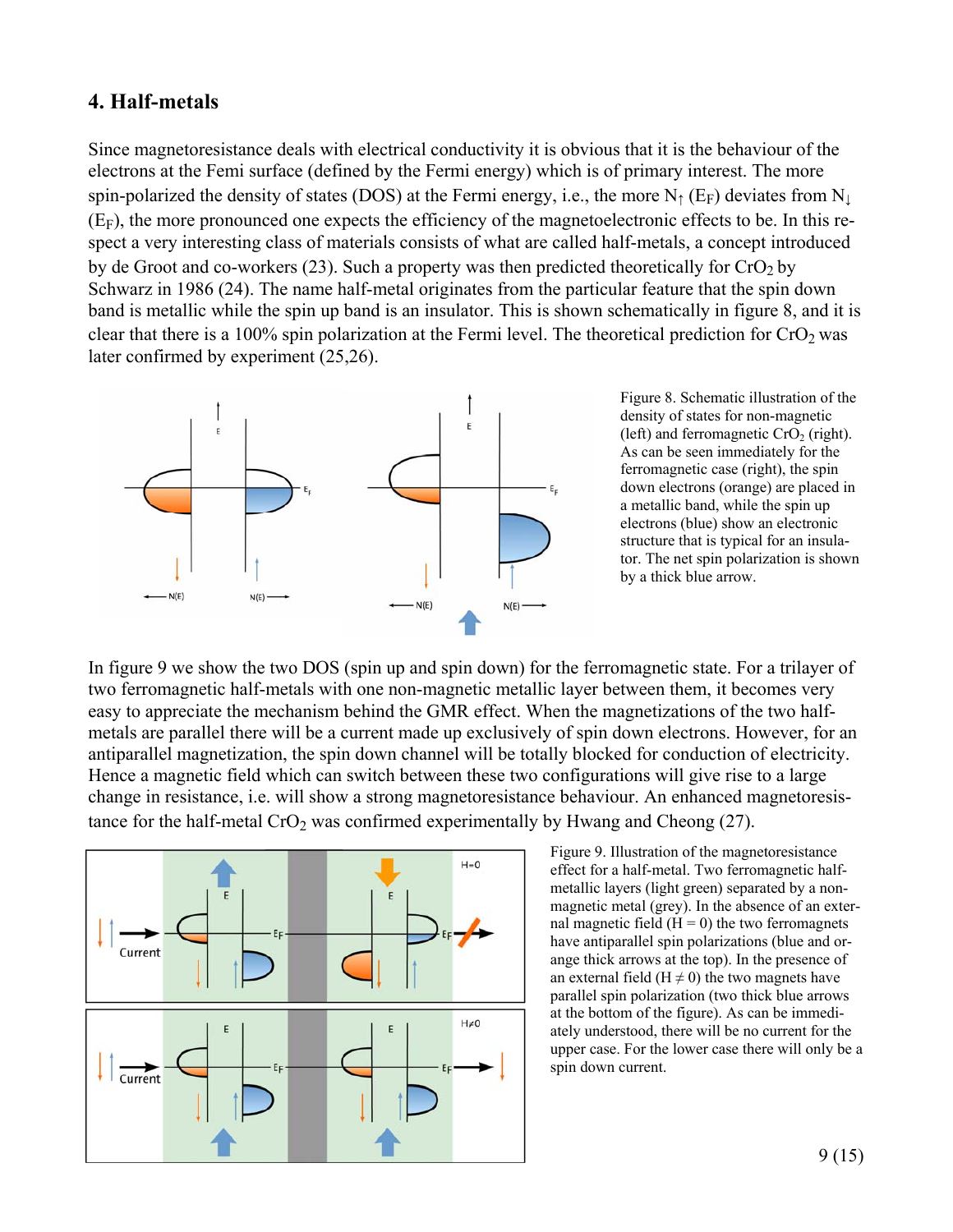## 4. Half-metals

Since magnetoresistance deals with electrical conductivity it is obvious that it is the behaviour of the electrons at the Femi surface (defined by the Fermi energy) which is of primary interest. The more spin-polarized the density of states (DOS) at the Fermi energy, i.e., the more $N_{\uparrow}(E_F)$ deviates from $N_{\downarrow}(E_F)$, the more pronounced one expects the efficiency of the magnetoelectronic effects to be. In this respect a very interesting class of materials consists of what are called half-metals, a concept introduced by de Groot and co-workers (23). Such a property was then predicted theoretically for $CrO_2$ by Schwarz in 1986 (24). The name half-metal originates from the particular feature that the spin down band is metallic while the spin up band is an insulator. This is shown schematically in figure 8, and it is clear that there is a 100% spin polarization at the Fermi level. The theoretical prediction for $CrO_2$ was later confirmed by experiment (25,26).

Figure 8. Schematic illustration of the density of states for non-magnetic (left) and ferromagnetic $CrO_2$ (right). As can be seen immediately for the ferromagnetic case (right), the spin down electrons (orange) are placed in a metallic band, while the spin up electrons (blue) show an electronic structure that is typical for an insulator. The net spin polarization is shown by a thick blue arrow.

In figure 9 we show the two DOS (spin up and spin down) for the ferromagnetic state. For a trilayer of two ferromagnetic half-metals with one non-magnetic metallic layer between them, it becomes very easy to appreciate the mechanism behind the GMR effect. When the magnetizations of the two half-metals are parallel there will be a current made up exclusively of spin down electrons. However, for an antiparallel magnetization, the spin down channel will be totally blocked for conduction of electricity. Hence a magnetic field which can switch between these two configurations will give rise to a large change in resistance, i.e. will show a strong magnetoresistance behaviour. An enhanced magnetoresistance for the half-metal $CrO_2$ was confirmed experimentally by Hwang and Cheong (27).

Figure 9. Illustration of the magnetoresistance effect for a half-metal. Two ferromagnetic half-metallic layers (light green) separated by a non-magnetic metal (grey). In the absence of an external magnetic field ($H = 0$) the two ferromagnets have antiparallel spin polarizations (blue and orange thick arrows at the top). In the presence of an external field ($H \neq 0$) the two magnets have parallel spin polarization (two thick blue arrows at the bottom of the figure). As can be immediately understood, there will be no current for the upper case. For the lower case there will only be a spin down current.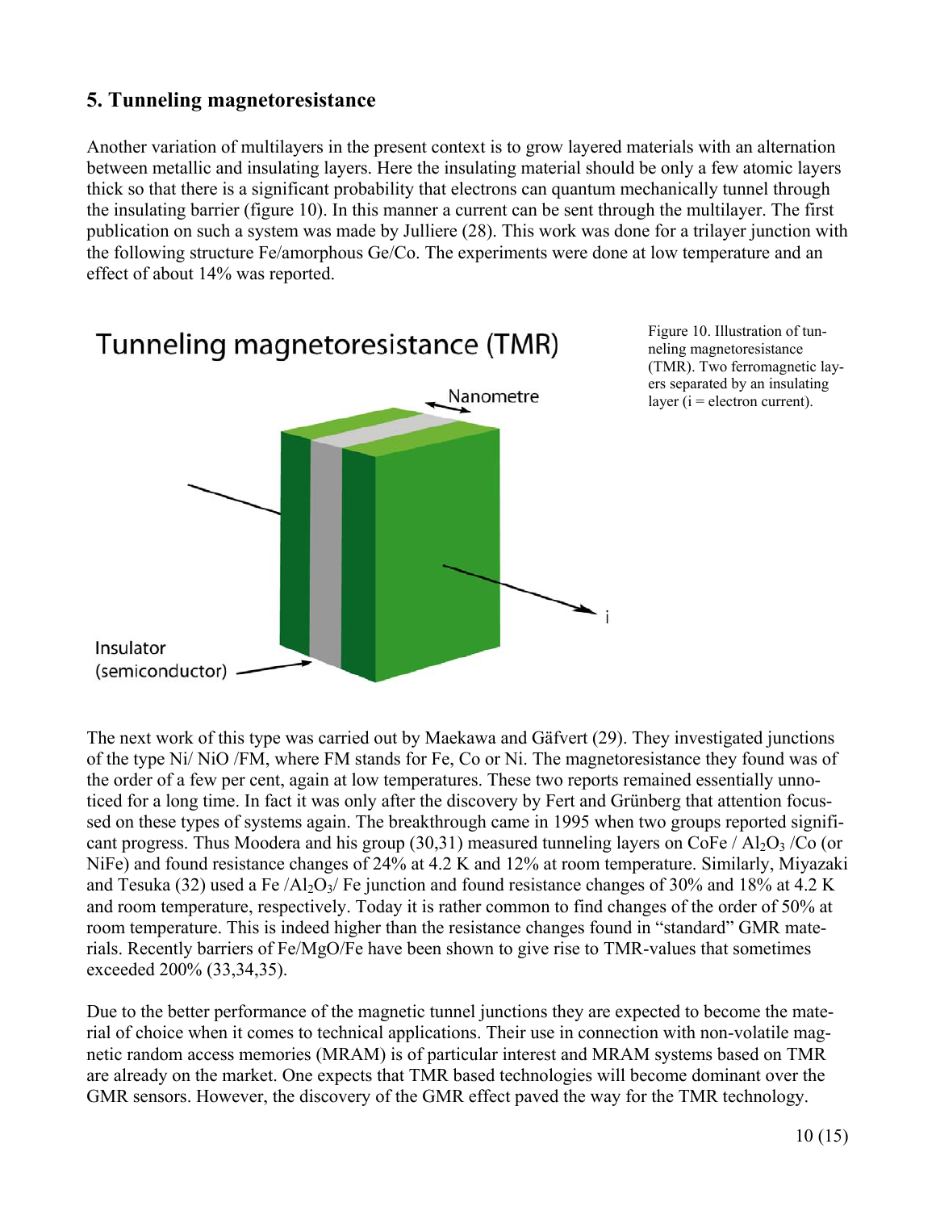## 5. Tunneling magnetoresistance

Another variation of multilayers in the present context is to grow layered materials with an alternation between metallic and insulating layers. Here the insulating material should be only a few atomic layers thick so that there is a significant probability that electrons can quantum mechanically tunnel through the insulating barrier (figure 10). In this manner a current can be sent through the multilayer. The first publication on such a system was made by Julliere (28). This work was done for a trilayer junction with the following structure Fe/amorphous Ge/Co. The experiments were done at low temperature and an effect of about 14% was reported.

Figure 10. Illustration of tunneling magnetoresistance (TMR). Two ferromagnetic layers separated by an insulating layer (i = electron current).

The next work of this type was carried out by Maekawa and Gäfvert (29). They investigated junctions of the type Ni/ NiO /FM, where FM stands for Fe, Co or Ni. The magnetoresistance they found was of the order of a few per cent, again at low temperatures. These two reports remained essentially unnoticed for a long time. In fact it was only after the discovery by Fert and Grünberg that attention focussed on these types of systems again. The breakthrough came in 1995 when two groups reported significant progress. Thus Moodera and his group (30,31) measured tunneling layers on CoFe / $Al_2O_3$ /Co (or NiFe) and found resistance changes of 24% at 4.2 K and 12% at room temperature. Similarly, Miyazaki and Tesuka (32) used a Fe /$Al_2O_3$/ Fe junction and found resistance changes of 30% and 18% at 4.2 K and room temperature, respectively. Today it is rather common to find changes of the order of 50% at room temperature. This is indeed higher than the resistance changes found in "standard" GMR materials. Recently barriers of Fe/MgO/Fe have been shown to give rise to TMR-values that sometimes exceeded 200% (33,34,35).

Due to the better performance of the magnetic tunnel junctions they are expected to become the material of choice when it comes to technical applications. Their use in connection with non-volatile magnetic random access memories (MRAM) is of particular interest and MRAM systems based on TMR are already on the market. One expects that TMR based technologies will become dominant over the GMR sensors. However, the discovery of the GMR effect paved the way for the TMR technology.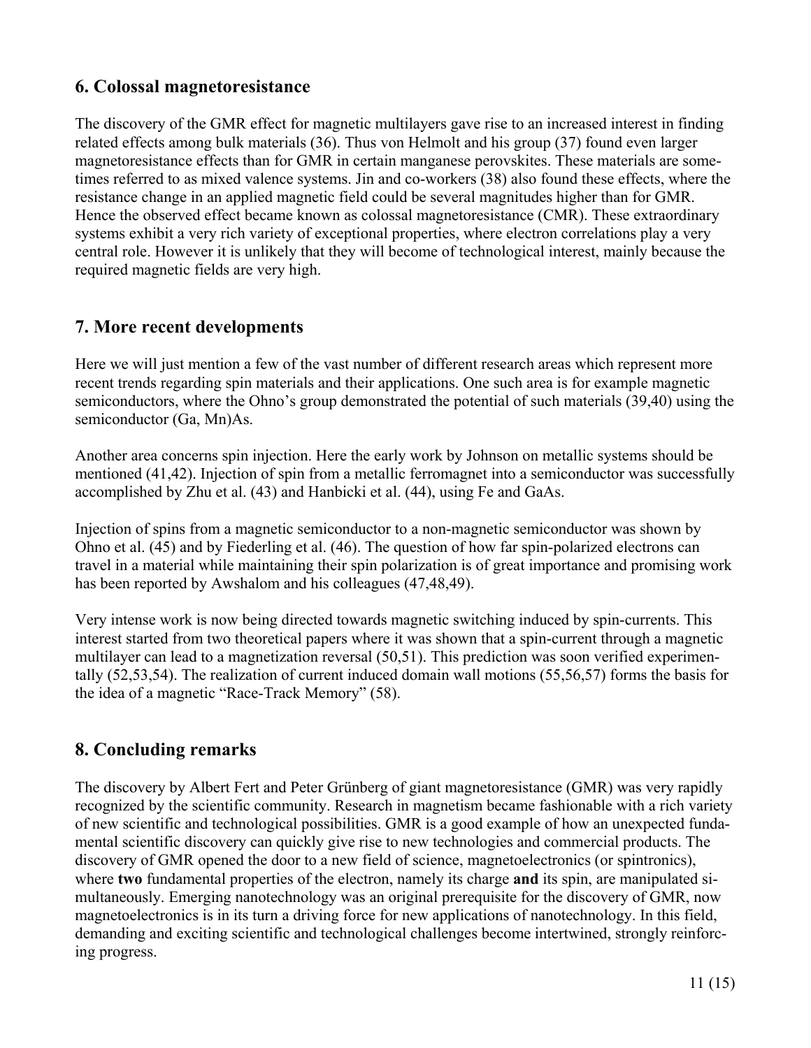## 6. Colossal magnetoresistance

The discovery of the GMR effect for magnetic multilayers gave rise to an increased interest in finding related effects among bulk materials (36). Thus von Helmolt and his group (37) found even larger magnetoresistance effects than for GMR in certain manganese perovskites. These materials are sometimes referred to as mixed valence systems. Jin and co-workers (38) also found these effects, where the resistance change in an applied magnetic field could be several magnitudes higher than for GMR. Hence the observed effect became known as colossal magnetoresistance (CMR). These extraordinary systems exhibit a very rich variety of exceptional properties, where electron correlations play a very central role. However it is unlikely that they will become of technological interest, mainly because the required magnetic fields are very high.

## 7. More recent developments

Here we will just mention a few of the vast number of different research areas which represent more recent trends regarding spin materials and their applications. One such area is for example magnetic semiconductors, where the Ohno's group demonstrated the potential of such materials (39,40) using the semiconductor (Ga, Mn)As.

Another area concerns spin injection. Here the early work by Johnson on metallic systems should be mentioned (41,42). Injection of spin from a metallic ferromagnet into a semiconductor was successfully accomplished by Zhu et al. (43) and Hanbicki et al. (44), using Fe and GaAs.

Injection of spins from a magnetic semiconductor to a non-magnetic semiconductor was shown by Ohno et al. (45) and by Fiederling et al. (46). The question of how far spin-polarized electrons can travel in a material while maintaining their spin polarization is of great importance and promising work has been reported by Awshalom and his colleagues (47,48,49).

Very intense work is now being directed towards magnetic switching induced by spin-currents. This interest started from two theoretical papers where it was shown that a spin-current through a magnetic multilayer can lead to a magnetization reversal (50,51). This prediction was soon verified experimentally (52,53,54). The realization of current induced domain wall motions (55,56,57) forms the basis for the idea of a magnetic "Race-Track Memory" (58).

## 8. Concluding remarks

The discovery by Albert Fert and Peter Grünberg of giant magnetoresistance (GMR) was very rapidly recognized by the scientific community. Research in magnetism became fashionable with a rich variety of new scientific and technological possibilities. GMR is a good example of how an unexpected fundamental scientific discovery can quickly give rise to new technologies and commercial products. The discovery of GMR opened the door to a new field of science, magnetoelectronics (or spintronics), where **two** fundamental properties of the electron, namely its charge **and** its spin, are manipulated simultaneously. Emerging nanotechnology was an original prerequisite for the discovery of GMR, now magnetoelectronics is in its turn a driving force for new applications of nanotechnology. In this field, demanding and exciting scientific and technological challenges become intertwined, strongly reinforcing progress.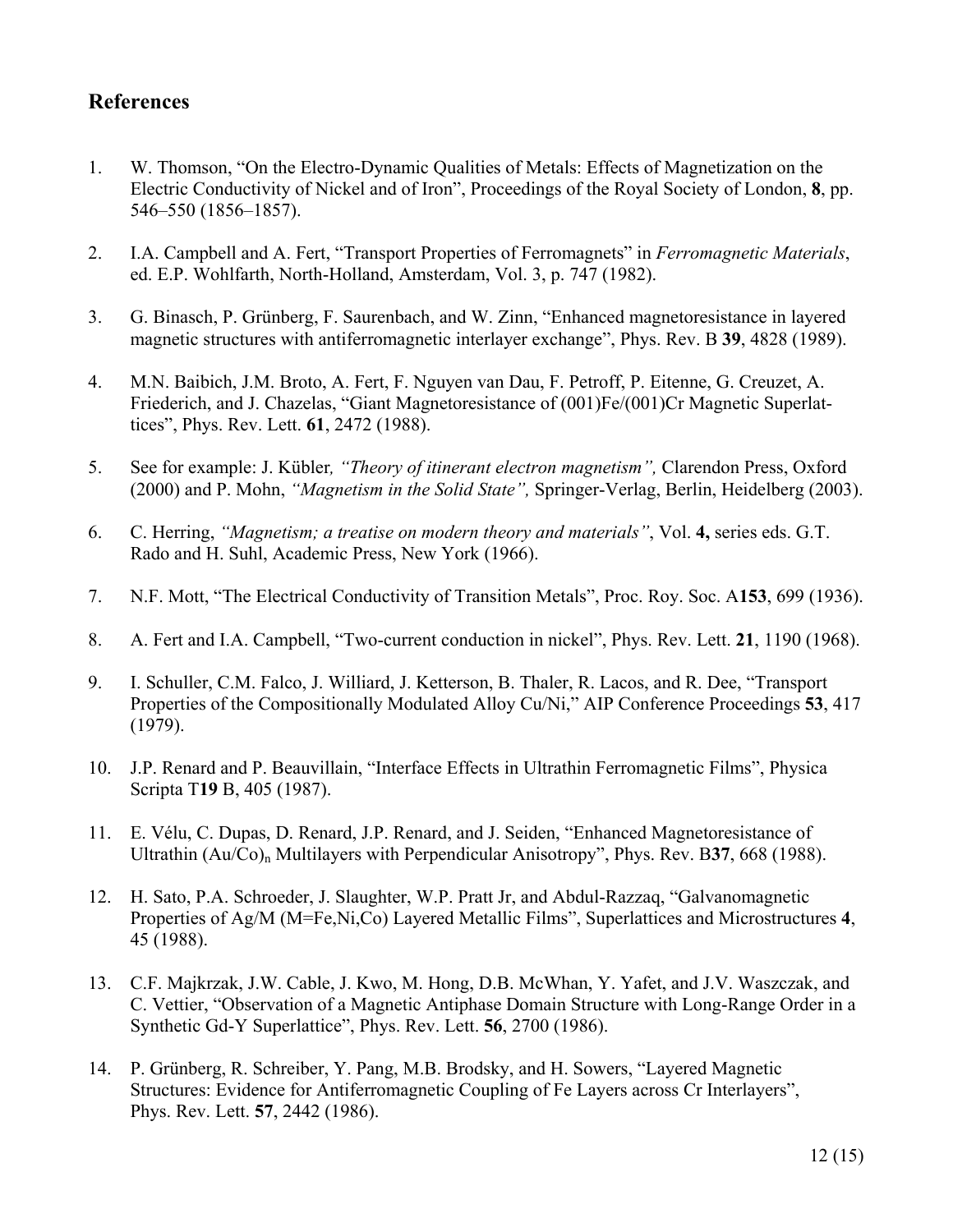## References

1. W. Thomson, “On the Electro-Dynamic Qualities of Metals: Effects of Magnetization on the Electric Conductivity of Nickel and of Iron”, Proceedings of the Royal Society of London, **8**, pp. 546–550 (1856–1857).

2. I.A. Campbell and A. Fert, “Transport Properties of Ferromagnets” in *Ferromagnetic Materials*, ed. E.P. Wohlfarth, North-Holland, Amsterdam, Vol. 3, p. 747 (1982).

3. G. Binasch, P. Grünberg, F. Saurenbach, and W. Zinn, “Enhanced magnetoresistance in layered magnetic structures with antiferromagnetic interlayer exchange”, Phys. Rev. B **39**, 4828 (1989).

4. M.N. Baibich, J.M. Broto, A. Fert, F. Nguyen van Dau, F. Petroff, P. Eitenne, G. Creuzet, A. Friederich, and J. Chazelas, “Giant Magnetoresistance of (001)Fe/(001)Cr Magnetic Superlattices”, Phys. Rev. Lett. **61**, 2472 (1988).

5. See for example: J. Kübler*, “Theory of itinerant electron magnetism”,* Clarendon Press, Oxford (2000) and P. Mohn, *“Magnetism in the Solid State”,* Springer-Verlag, Berlin, Heidelberg (2003).

6. C. Herring, *“Magnetism; a treatise on modern theory and materials”*, Vol. **4,** series eds. G.T. Rado and H. Suhl, Academic Press, New York (1966).

7. N.F. Mott, “The Electrical Conductivity of Transition Metals”, Proc. Roy. Soc. A**153**, 699 (1936).

8. A. Fert and I.A. Campbell, “Two-current conduction in nickel”, Phys. Rev. Lett. **21**, 1190 (1968).

9. I. Schuller, C.M. Falco, J. Williard, J. Ketterson, B. Thaler, R. Lacos, and R. Dee, “Transport Properties of the Compositionally Modulated Alloy Cu/Ni,” AIP Conference Proceedings **53**, 417 (1979).

10. J.P. Renard and P. Beauvillain, “Interface Effects in Ultrathin Ferromagnetic Films”, Physica Scripta T**19** B, 405 (1987).

11. E. Vélu, C. Dupas, D. Renard, J.P. Renard, and J. Seiden, “Enhanced Magnetoresistance of Ultrathin $(Au/Co)_n$ Multilayers with Perpendicular Anisotropy”, Phys. Rev. B**37**, 668 (1988).

12. H. Sato, P.A. Schroeder, J. Slaughter, W.P. Pratt Jr, and Abdul-Razzaq, “Galvanomagnetic Properties of Ag/M (M=Fe,Ni,Co) Layered Metallic Films”, Superlattices and Microstructures **4**, 45 (1988).

13. C.F. Majkrzak, J.W. Cable, J. Kwo, M. Hong, D.B. McWhan, Y. Yafet, and J.V. Waszczak, and C. Vettier, “Observation of a Magnetic Antiphase Domain Structure with Long-Range Order in a Synthetic Gd-Y Superlattice”, Phys. Rev. Lett. **56**, 2700 (1986).

14. P. Grünberg, R. Schreiber, Y. Pang, M.B. Brodsky, and H. Sowers, “Layered Magnetic Structures: Evidence for Antiferromagnetic Coupling of Fe Layers across Cr Interlayers”, Phys. Rev. Lett. **57**, 2442 (1986).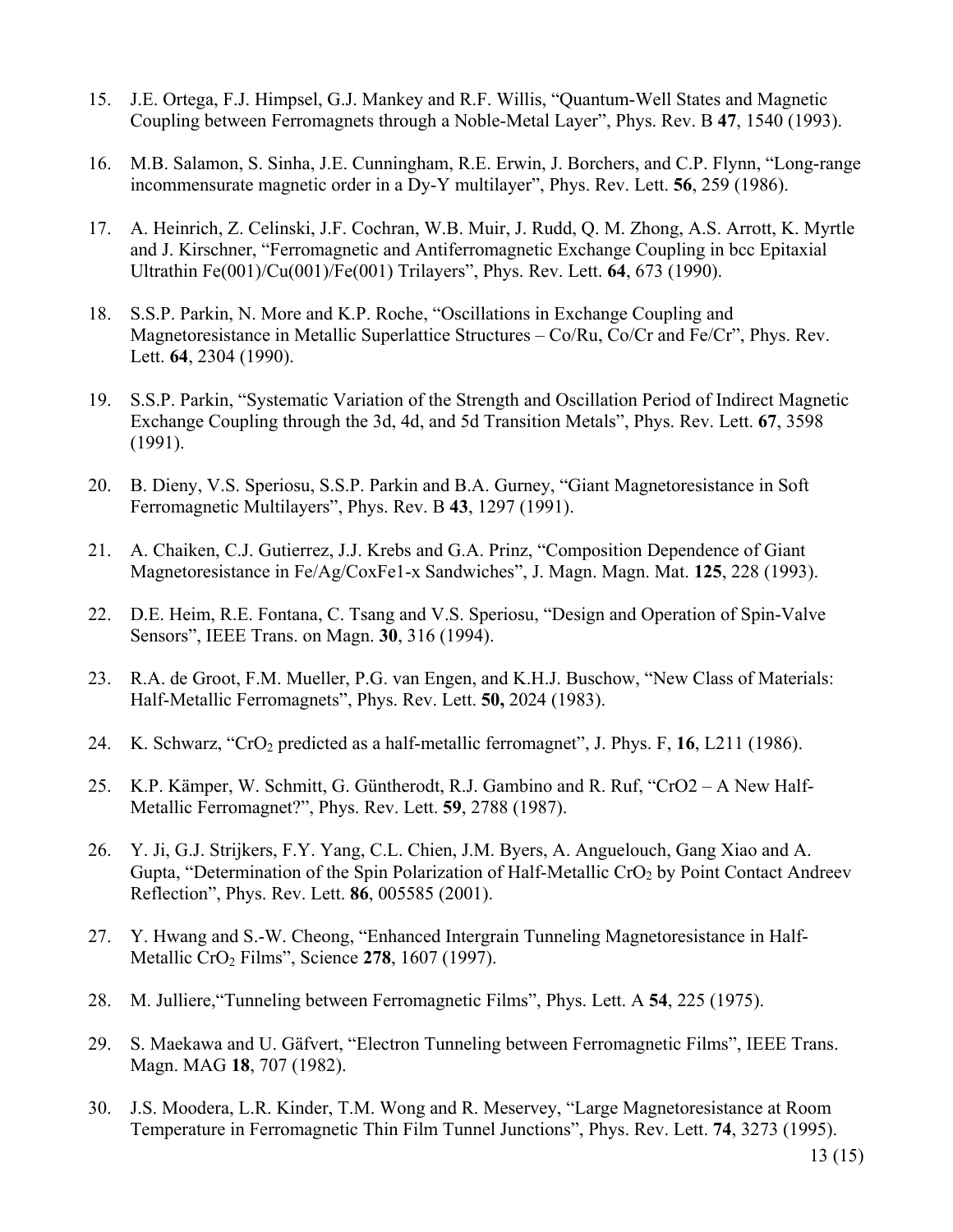15. J.E. Ortega, F.J. Himpsel, G.J. Mankey and R.F. Willis, "Quantum-Well States and Magnetic Coupling between Ferromagnets through a Noble-Metal Layer", Phys. Rev. B **47**, 1540 (1993).

16. M.B. Salamon, S. Sinha, J.E. Cunningham, R.E. Erwin, J. Borchers, and C.P. Flynn, "Long-range incommensurate magnetic order in a Dy-Y multilayer", Phys. Rev. Lett. **56**, 259 (1986).

17. A. Heinrich, Z. Celinski, J.F. Cochran, W.B. Muir, J. Rudd, Q. M. Zhong, A.S. Arrott, K. Myrtle and J. Kirschner, "Ferromagnetic and Antiferromagnetic Exchange Coupling in bcc Epitaxial Ultrathin Fe(001)/Cu(001)/Fe(001) Trilayers", Phys. Rev. Lett. **64**, 673 (1990).

18. S.S.P. Parkin, N. More and K.P. Roche, "Oscillations in Exchange Coupling and Magnetoresistance in Metallic Superlattice Structures – Co/Ru, Co/Cr and Fe/Cr", Phys. Rev. Lett. **64**, 2304 (1990).

19. S.S.P. Parkin, "Systematic Variation of the Strength and Oscillation Period of Indirect Magnetic Exchange Coupling through the 3d, 4d, and 5d Transition Metals", Phys. Rev. Lett. **67**, 3598 (1991).

20. B. Dieny, V.S. Speriosu, S.S.P. Parkin and B.A. Gurney, "Giant Magnetoresistance in Soft Ferromagnetic Multilayers", Phys. Rev. B **43**, 1297 (1991).

21. A. Chaiken, C.J. Gutierrez, J.J. Krebs and G.A. Prinz, "Composition Dependence of Giant Magnetoresistance in Fe/Ag/CoxFe1-x Sandwiches", J. Magn. Magn. Mat. **125**, 228 (1993).

22. D.E. Heim, R.E. Fontana, C. Tsang and V.S. Speriosu, "Design and Operation of Spin-Valve Sensors", IEEE Trans. on Magn. **30**, 316 (1994).

23. R.A. de Groot, F.M. Mueller, P.G. van Engen, and K.H.J. Buschow, "New Class of Materials: Half-Metallic Ferromagnets", Phys. Rev. Lett. **50,** 2024 (1983).

24. K. Schwarz, "$CrO_2$ predicted as a half-metallic ferromagnet", J. Phys. F, **16**, L211 (1986).

25. K.P. Kämper, W. Schmitt, G. Güntherodt, R.J. Gambino and R. Ruf, "CrO2 – A New Half-Metallic Ferromagnet?", Phys. Rev. Lett. **59**, 2788 (1987).

26. Y. Ji, G.J. Strijkers, F.Y. Yang, C.L. Chien, J.M. Byers, A. Anguelouch, Gang Xiao and A. Gupta, "Determination of the Spin Polarization of Half-Metallic $CrO_2$ by Point Contact Andreev Reflection", Phys. Rev. Lett. **86**, 005585 (2001).

27. Y. Hwang and S.-W. Cheong, "Enhanced Intergrain Tunneling Magnetoresistance in Half-Metallic $CrO_2$ Films", Science **278**, 1607 (1997).

28. M. Julliere,"Tunneling between Ferromagnetic Films", Phys. Lett. A **54**, 225 (1975).

29. S. Maekawa and U. Gäfvert, "Electron Tunneling between Ferromagnetic Films", IEEE Trans. Magn. MAG **18**, 707 (1982).

30. J.S. Moodera, L.R. Kinder, T.M. Wong and R. Meservey, "Large Magnetoresistance at Room Temperature in Ferromagnetic Thin Film Tunnel Junctions", Phys. Rev. Lett. **74**, 3273 (1995).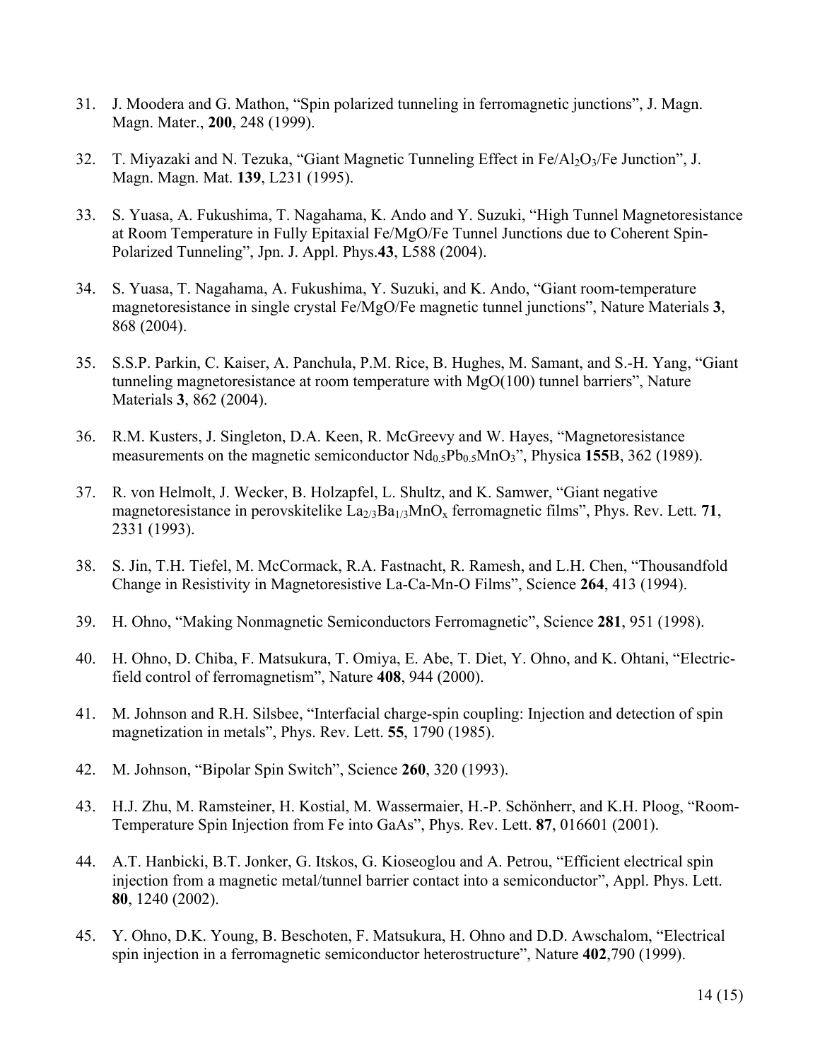31. J. Moodera and G. Mathon, “Spin polarized tunneling in ferromagnetic junctions”, J. Magn. Magn. Mater., **200**, 248 (1999).

32. T. Miyazaki and N. Tezuka, “Giant Magnetic Tunneling Effect in Fe/$Al_2O_3$/Fe Junction”, J. Magn. Magn. Mat. **139**, L231 (1995).

33. S. Yuasa, A. Fukushima, T. Nagahama, K. Ando and Y. Suzuki, “High Tunnel Magnetoresistance at Room Temperature in Fully Epitaxial Fe/MgO/Fe Tunnel Junctions due to Coherent Spin-Polarized Tunneling”, Jpn. J. Appl. Phys.**43**, L588 (2004).

34. S. Yuasa, T. Nagahama, A. Fukushima, Y. Suzuki, and K. Ando, “Giant room-temperature magnetoresistance in single crystal Fe/MgO/Fe magnetic tunnel junctions”, Nature Materials **3**, 868 (2004).

35. S.S.P. Parkin, C. Kaiser, A. Panchula, P.M. Rice, B. Hughes, M. Samant, and S.-H. Yang, “Giant tunneling magnetoresistance at room temperature with MgO(100) tunnel barriers”, Nature Materials **3**, 862 (2004).

36. R.M. Kusters, J. Singleton, D.A. Keen, R. McGreevy and W. Hayes, “Magnetoresistance measurements on the magnetic semiconductor $Nd_{0.5}Pb_{0.5}MnO_3$”, Physica **155**B, 362 (1989).

37. R. von Helmolt, J. Wecker, B. Holzapfel, L. Shultz, and K. Samwer, “Giant negative magnetoresistance in perovskitelike $La_{2/3}Ba_{1/3}MnO_x$ ferromagnetic films”, Phys. Rev. Lett. **71**, 2331 (1993).

38. S. Jin, T.H. Tiefel, M. McCormack, R.A. Fastnacht, R. Ramesh, and L.H. Chen, “Thousandfold Change in Resistivity in Magnetoresistive La-Ca-Mn-O Films”, Science **264**, 413 (1994).

39. H. Ohno, “Making Nonmagnetic Semiconductors Ferromagnetic”, Science **281**, 951 (1998).

40. H. Ohno, D. Chiba, F. Matsukura, T. Omiya, E. Abe, T. Diet, Y. Ohno, and K. Ohtani, “Electric-field control of ferromagnetism”, Nature **408**, 944 (2000).

41. M. Johnson and R.H. Silsbee, “Interfacial charge-spin coupling: Injection and detection of spin magnetization in metals”, Phys. Rev. Lett. **55**, 1790 (1985).

42. M. Johnson, “Bipolar Spin Switch”, Science **260**, 320 (1993).

43. H.J. Zhu, M. Ramsteiner, H. Kostial, M. Wassermaier, H.-P. Schönherr, and K.H. Ploog, “Room-Temperature Spin Injection from Fe into GaAs”, Phys. Rev. Lett. **87**, 016601 (2001).

44. A.T. Hanbicki, B.T. Jonker, G. Itskos, G. Kioseoglou and A. Petrou, “Efficient electrical spin injection from a magnetic metal/tunnel barrier contact into a semiconductor”, Appl. Phys. Lett. **80**, 1240 (2002).

45. Y. Ohno, D.K. Young, B. Beschoten, F. Matsukura, H. Ohno and D.D. Awschalom, “Electrical spin injection in a ferromagnetic semiconductor heterostructure”, Nature **402**,790 (1999).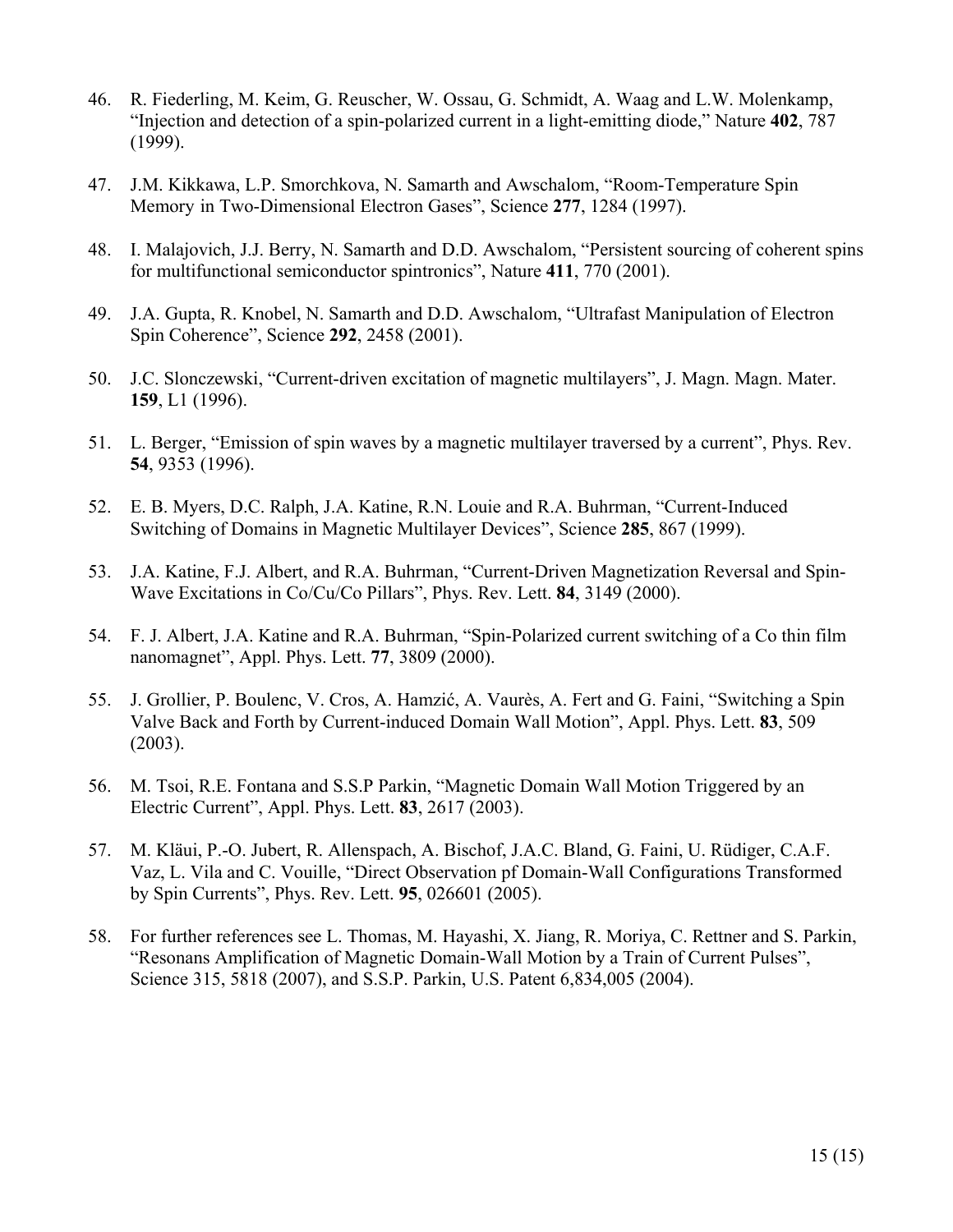46. R. Fiederling, M. Keim, G. Reuscher, W. Ossau, G. Schmidt, A. Waag and L.W. Molenkamp, "Injection and detection of a spin-polarized current in a light-emitting diode," Nature **402**, 787 (1999).

47. J.M. Kikkawa, L.P. Smorchkova, N. Samarth and Awschalom, "Room-Temperature Spin Memory in Two-Dimensional Electron Gases", Science **277**, 1284 (1997).

48. I. Malajovich, J.J. Berry, N. Samarth and D.D. Awschalom, "Persistent sourcing of coherent spins for multifunctional semiconductor spintronics", Nature **411**, 770 (2001).

49. J.A. Gupta, R. Knobel, N. Samarth and D.D. Awschalom, "Ultrafast Manipulation of Electron Spin Coherence", Science **292**, 2458 (2001).

50. J.C. Slonczewski, "Current-driven excitation of magnetic multilayers", J. Magn. Magn. Mater. **159**, L1 (1996).

51. L. Berger, "Emission of spin waves by a magnetic multilayer traversed by a current", Phys. Rev. **54**, 9353 (1996).

52. E. B. Myers, D.C. Ralph, J.A. Katine, R.N. Louie and R.A. Buhrman, "Current-Induced Switching of Domains in Magnetic Multilayer Devices", Science **285**, 867 (1999).

53. J.A. Katine, F.J. Albert, and R.A. Buhrman, "Current-Driven Magnetization Reversal and Spin-Wave Excitations in Co/Cu/Co Pillars", Phys. Rev. Lett. **84**, 3149 (2000).

54. F. J. Albert, J.A. Katine and R.A. Buhrman, "Spin-Polarized current switching of a Co thin film nanomagnet", Appl. Phys. Lett. **77**, 3809 (2000).

55. J. Grollier, P. Boulenc, V. Cros, A. Hamzić, A. Vaurès, A. Fert and G. Faini, "Switching a Spin Valve Back and Forth by Current-induced Domain Wall Motion", Appl. Phys. Lett. **83**, 509 (2003).

56. M. Tsoi, R.E. Fontana and S.S.P Parkin, "Magnetic Domain Wall Motion Triggered by an Electric Current", Appl. Phys. Lett. **83**, 2617 (2003).

57. M. Kläui, P.-O. Jubert, R. Allenspach, A. Bischof, J.A.C. Bland, G. Faini, U. Rüdiger, C.A.F. Vaz, L. Vila and C. Vouille, "Direct Observation pf Domain-Wall Configurations Transformed by Spin Currents", Phys. Rev. Lett. **95**, 026601 (2005).

58. For further references see L. Thomas, M. Hayashi, X. Jiang, R. Moriya, C. Rettner and S. Parkin, "Resonans Amplification of Magnetic Domain-Wall Motion by a Train of Current Pulses", Science 315, 5818 (2007), and S.S.P. Parkin, U.S. Patent 6,834,005 (2004).